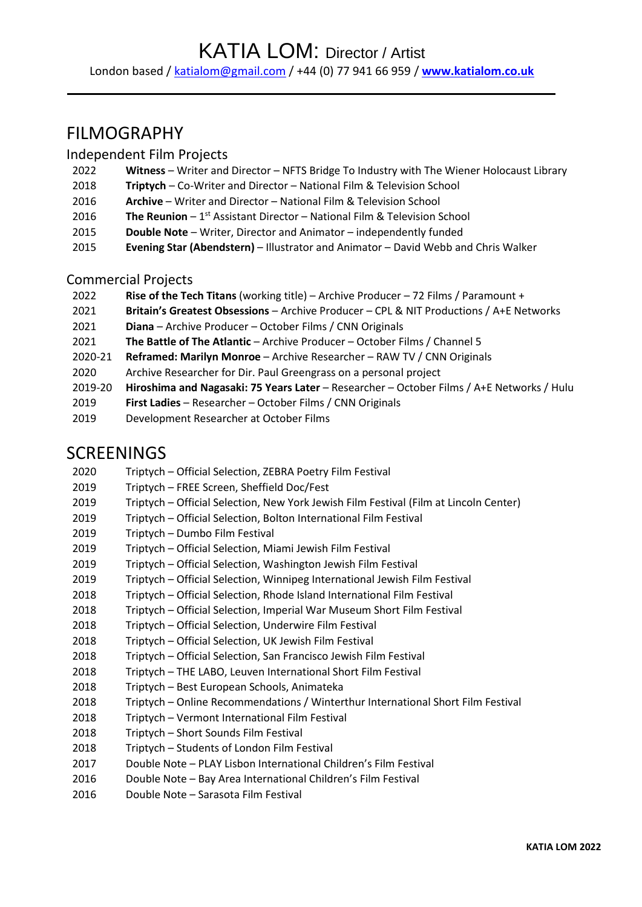# KATIA LOM: Director / Artist

London based / katialom@gmail.com / +44 (0) 77 941 66 959 / **www.katialom.co.uk**

## FILMOGRAPHY

### Independent Film Projects

2022 **Witness** – Writer and Director – NFTS Bridge To Industry with The Wiener Holocaust Library
2018 **Triptych** – Co-Writer and Director – National Film & Television School
2016 **Archive** – Writer and Director – National Film & Television School
2016 **The Reunion** – 1st Assistant Director – National Film & Television School
2015 **Double Note** – Writer, Director and Animator – independently funded
2015 **Evening Star (Abendstern)** – Illustrator and Animator – David Webb and Chris Walker

### Commercial Projects

2022 **Rise of the Tech Titans** (working title) – Archive Producer – 72 Films / Paramount +
2021 **Britain's Greatest Obsessions** – Archive Producer – CPL & NIT Productions / A+E Networks
2021 **Diana** – Archive Producer – October Films / CNN Originals
2021 **The Battle of The Atlantic** – Archive Producer – October Films / Channel 5
2020-21 **Reframed: Marilyn Monroe** – Archive Researcher – RAW TV / CNN Originals
2020 Archive Researcher for Dir. Paul Greengrass on a personal project
2019-20 **Hiroshima and Nagasaki: 75 Years Later** – Researcher – October Films / A+E Networks / Hulu
2019 **First Ladies** – Researcher – October Films / CNN Originals
2019 Development Researcher at October Films

## SCREENINGS

2020 Triptych – Official Selection, ZEBRA Poetry Film Festival
2019 Triptych – FREE Screen, Sheffield Doc/Fest
2019 Triptych – Official Selection, New York Jewish Film Festival (Film at Lincoln Center)
2019 Triptych – Official Selection, Bolton International Film Festival
2019 Triptych – Dumbo Film Festival
2019 Triptych – Official Selection, Miami Jewish Film Festival
2019 Triptych – Official Selection, Washington Jewish Film Festival
2019 Triptych – Official Selection, Winnipeg International Jewish Film Festival
2018 Triptych – Official Selection, Rhode Island International Film Festival
2018 Triptych – Official Selection, Imperial War Museum Short Film Festival
2018 Triptych – Official Selection, Underwire Film Festival
2018 Triptych – Official Selection, UK Jewish Film Festival
2018 Triptych – Official Selection, San Francisco Jewish Film Festival
2018 Triptych – THE LABO, Leuven International Short Film Festival
2018 Triptych – Best European Schools, Animateka
2018 Triptych – Online Recommendations / Winterthur International Short Film Festival
2018 Triptych – Vermont International Film Festival
2018 Triptych – Short Sounds Film Festival
2018 Triptych – Students of London Film Festival
2017 Double Note – PLAY Lisbon International Children's Film Festival
2016 Double Note – Bay Area International Children's Film Festival
2016 Double Note – Sarasota Film Festival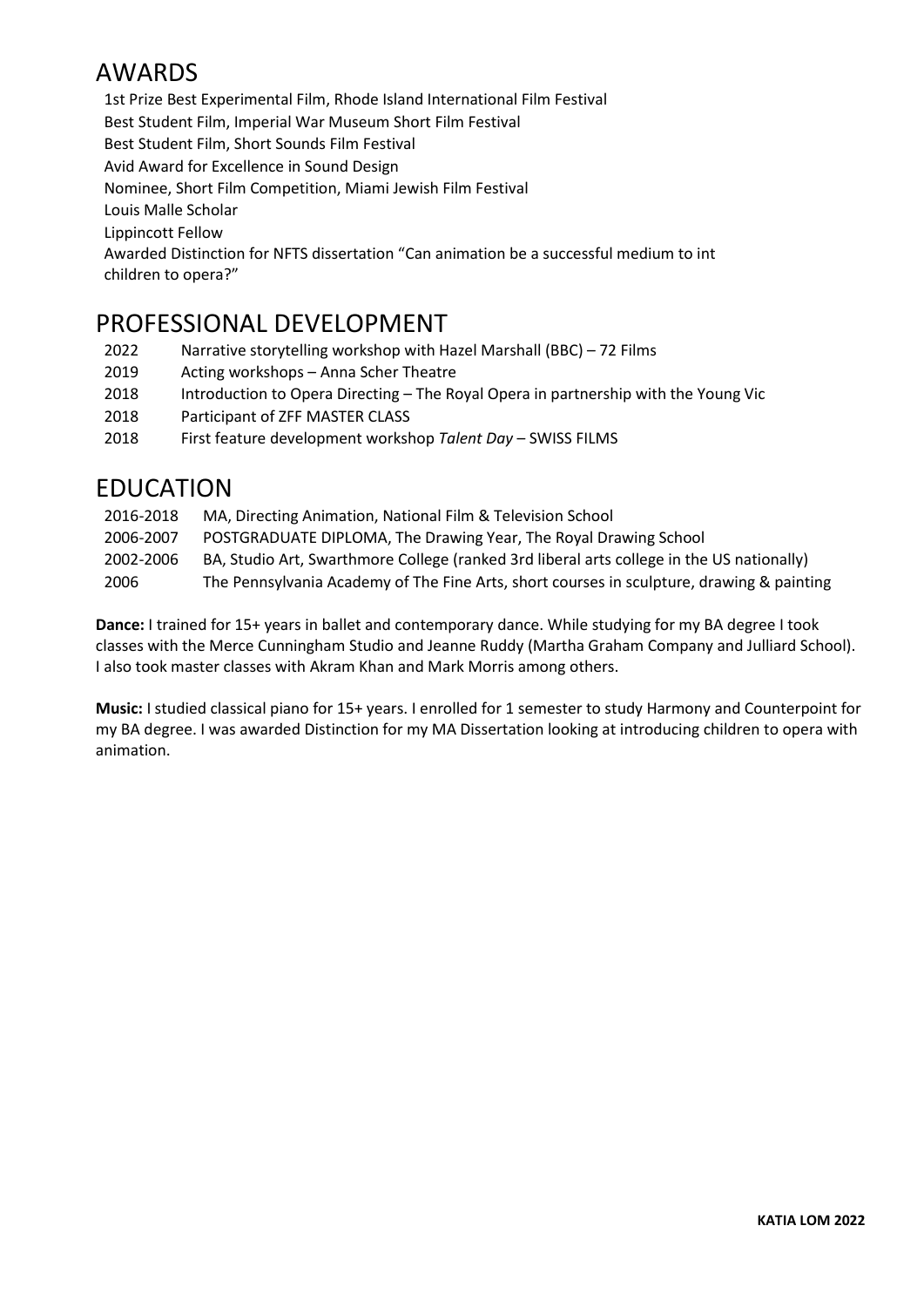# AWARDS

1st Prize Best Experimental Film, Rhode Island International Film Festival
Best Student Film, Imperial War Museum Short Film Festival
Best Student Film, Short Sounds Film Festival
Avid Award for Excellence in Sound Design
Nominee, Short Film Competition, Miami Jewish Film Festival
Louis Malle Scholar
Lippincott Fellow
Awarded Distinction for NFTS dissertation "Can animation be a successful medium to int children to opera?"

# PROFESSIONAL DEVELOPMENT

| | |
|---|---|
| 2022 | Narrative storytelling workshop with Hazel Marshall (BBC) – 72 Films |
| 2019 | Acting workshops – Anna Scher Theatre |
| 2018 | Introduction to Opera Directing – The Royal Opera in partnership with the Young Vic |
| 2018 | Participant of ZFF MASTER CLASS |
| 2018 | First feature development workshop *Talent Day* – SWISS FILMS |

# EDUCATION

| | |
|---|---|
| 2016-2018 | MA, Directing Animation, National Film & Television School |
| 2006-2007 | POSTGRADUATE DIPLOMA, The Drawing Year, The Royal Drawing School |
| 2002-2006 | BA, Studio Art, Swarthmore College (ranked 3rd liberal arts college in the US nationally) |
| 2006 | The Pennsylvania Academy of The Fine Arts, short courses in sculpture, drawing & painting |

**Dance:** I trained for 15+ years in ballet and contemporary dance. While studying for my BA degree I took classes with the Merce Cunningham Studio and Jeanne Ruddy (Martha Graham Company and Julliard School). I also took master classes with Akram Khan and Mark Morris among others.

**Music:** I studied classical piano for 15+ years. I enrolled for 1 semester to study Harmony and Counterpoint for my BA degree. I was awarded Distinction for my MA Dissertation looking at introducing children to opera with animation.